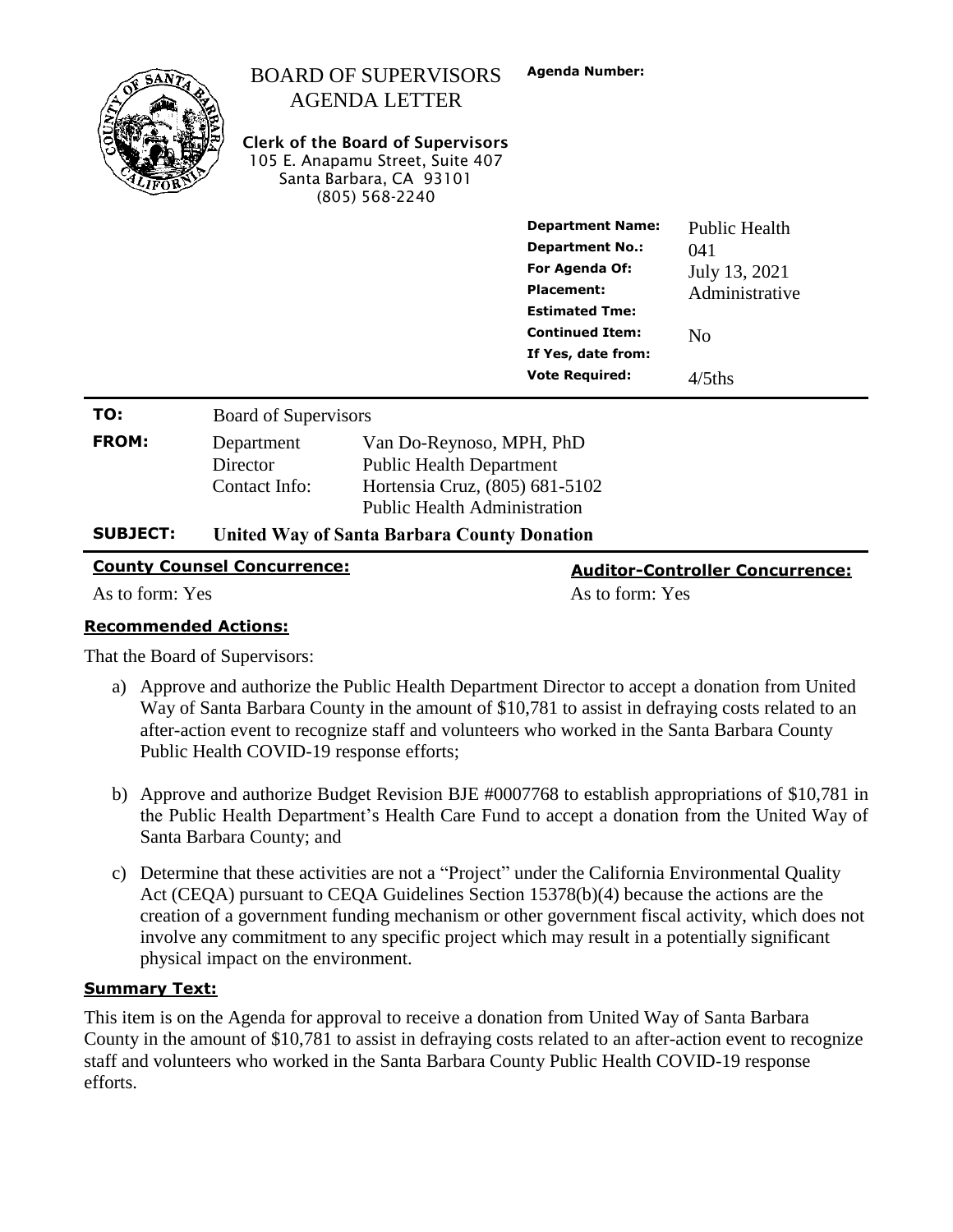# BOARD OF SUPERVISORS AGENDA LETTER

**Clerk of the Board of Supervisors**
105 E. Anapamu Street, Suite 407
Santa Barbara, CA 93101
(805) 568-2240

**Agenda Number:**

| | |
|---|---|
| **Department Name:** | Public Health |
| **Department No.:** | 041 |
| **For Agenda Of:** | July 13, 2021 |
| **Placement:** | Administrative |
| **Estimated Tme:** | |
| **Continued Item:** | No |
| **If Yes, date from:** | |
| **Vote Required:** | 4/5ths |

| | | |
|---|---|---|
| **TO:** | Board of Supervisors | |
| **FROM:** | Department Director | Van Do-Reynoso, MPH, PhD<br>Public Health Department |
| | Contact Info: | Hortensia Cruz, (805) 681-5102<br>Public Health Administration |
| **SUBJECT:** | **United Way of Santa Barbara County Donation** | |

| **County Counsel Concurrence:** | **Auditor-Controller Concurrence:** |
|---|---|
| As to form: Yes | As to form: Yes |

**Recommended Actions:**

That the Board of Supervisors:

a) Approve and authorize the Public Health Department Director to accept a donation from United Way of Santa Barbara County in the amount of $10,781 to assist in defraying costs related to an after-action event to recognize staff and volunteers who worked in the Santa Barbara County Public Health COVID-19 response efforts;

b) Approve and authorize Budget Revision BJE #0007768 to establish appropriations of $10,781 in the Public Health Department's Health Care Fund to accept a donation from the United Way of Santa Barbara County; and

c) Determine that these activities are not a "Project" under the California Environmental Quality Act (CEQA) pursuant to CEQA Guidelines Section 15378(b)(4) because the actions are the creation of a government funding mechanism or other government fiscal activity, which does not involve any commitment to any specific project which may result in a potentially significant physical impact on the environment.

**Summary Text:**

This item is on the Agenda for approval to receive a donation from United Way of Santa Barbara County in the amount of $10,781 to assist in defraying costs related to an after-action event to recognize staff and volunteers who worked in the Santa Barbara County Public Health COVID-19 response efforts.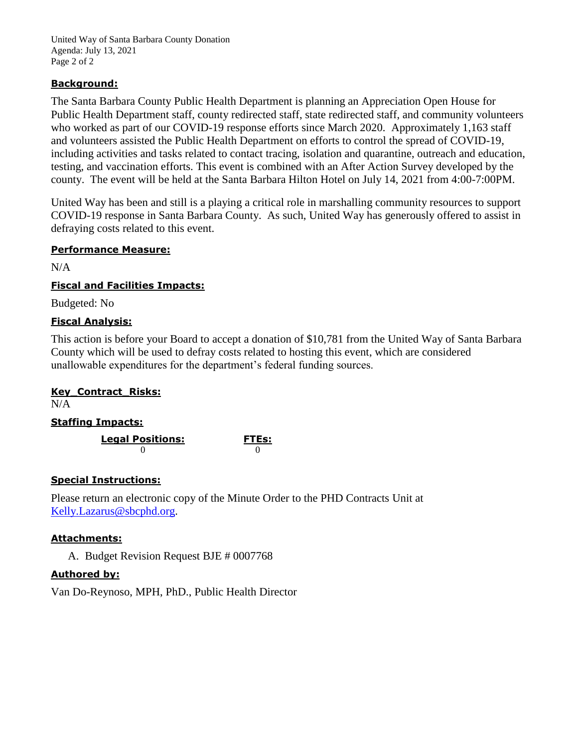## Background:

The Santa Barbara County Public Health Department is planning an Appreciation Open House for Public Health Department staff, county redirected staff, state redirected staff, and community volunteers who worked as part of our COVID-19 response efforts since March 2020. Approximately 1,163 staff and volunteers assisted the Public Health Department on efforts to control the spread of COVID-19, including activities and tasks related to contact tracing, isolation and quarantine, outreach and education, testing, and vaccination efforts. This event is combined with an After Action Survey developed by the county. The event will be held at the Santa Barbara Hilton Hotel on July 14, 2021 from 4:00-7:00PM.

United Way has been and still is a playing a critical role in marshalling community resources to support COVID-19 response in Santa Barbara County. As such, United Way has generously offered to assist in defraying costs related to this event.

## Performance Measure:

N/A

## Fiscal and Facilities Impacts:

Budgeted: No

## Fiscal Analysis:

This action is before your Board to accept a donation of $10,781 from the United Way of Santa Barbara County which will be used to defray costs related to hosting this event, which are considered unallowable expenditures for the department's federal funding sources.

## Key_Contract_Risks:

N/A

## Staffing Impacts:

| Legal Positions: | FTEs: |
|---|---|
| 0 | 0 |

## Special Instructions:

Please return an electronic copy of the Minute Order to the PHD Contracts Unit at Kelly.Lazarus@sbcphd.org.

## Attachments:

A. Budget Revision Request BJE # 0007768

## Authored by:

Van Do-Reynoso, MPH, PhD., Public Health Director